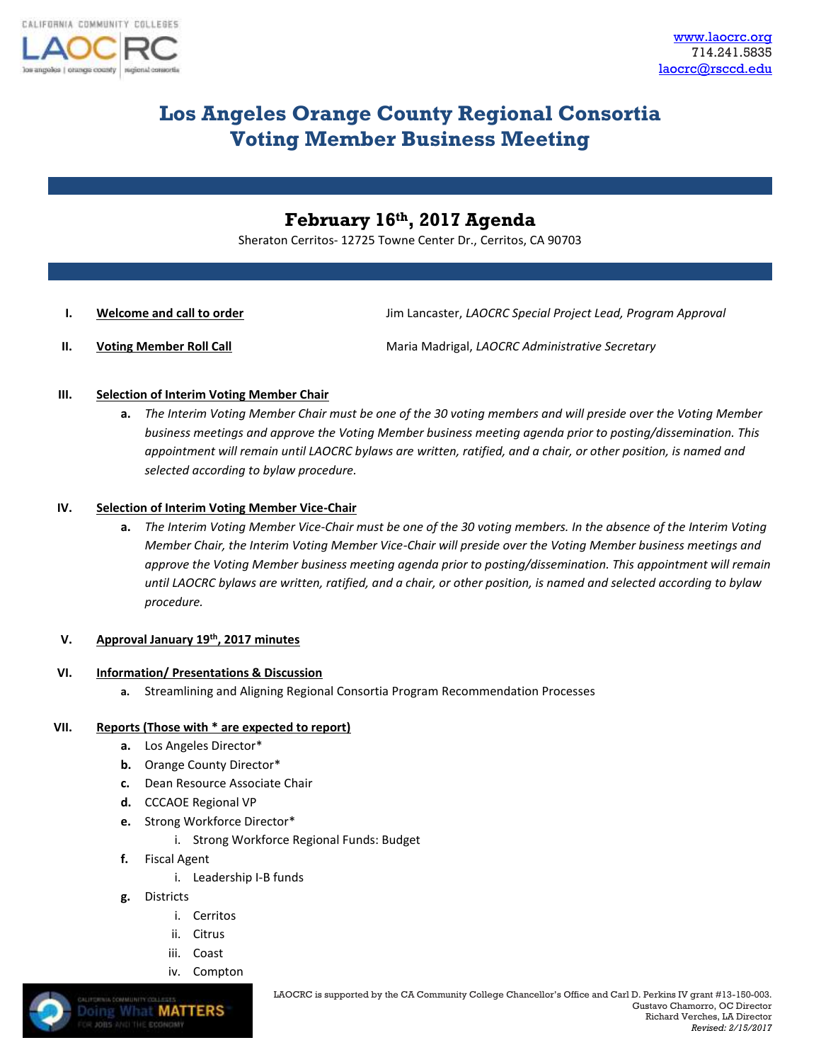www.laocrc.org
714.241.5835
laocrc@rsccd.edu

# Los Angeles Orange County Regional Consortia
# Voting Member Business Meeting

## February 16th, 2017 Agenda

Sheraton Cerritos- 12725 Towne Center Dr., Cerritos, CA 90703

I. **Welcome and call to order** — Jim Lancaster, *LAOCRC Special Project Lead, Program Approval*

II. **Voting Member Roll Call** — Maria Madrigal, *LAOCRC Administrative Secretary*

III. **Selection of Interim Voting Member Chair**
   a. *The Interim Voting Member Chair must be one of the 30 voting members and will preside over the Voting Member business meetings and approve the Voting Member business meeting agenda prior to posting/dissemination. This appointment will remain until LAOCRC bylaws are written, ratified, and a chair, or other position, is named and selected according to bylaw procedure.*

IV. **Selection of Interim Voting Member Vice-Chair**
   a. *The Interim Voting Member Vice-Chair must be one of the 30 voting members. In the absence of the Interim Voting Member Chair, the Interim Voting Member Vice-Chair will preside over the Voting Member business meetings and approve the Voting Member business meeting agenda prior to posting/dissemination. This appointment will remain until LAOCRC bylaws are written, ratified, and a chair, or other position, is named and selected according to bylaw procedure.*

V. **Approval January 19th, 2017 minutes**

VI. **Information/ Presentations & Discussion**
   a. Streamlining and Aligning Regional Consortia Program Recommendation Processes

VII. **Reports (Those with * are expected to report)**
   a. Los Angeles Director*
   b. Orange County Director*
   c. Dean Resource Associate Chair
   d. CCCAOE Regional VP
   e. Strong Workforce Director*
      i. Strong Workforce Regional Funds: Budget
   f. Fiscal Agent
      i. Leadership I-B funds
   g. Districts
      i. Cerritos
      ii. Citrus
      iii. Coast
      iv. Compton

LAOCRC is supported by the CA Community College Chancellor's Office and Carl D. Perkins IV grant #13-150-003.
Gustavo Chamorro, OC Director
Richard Verches, LA Director
*Revised: 2/15/2017*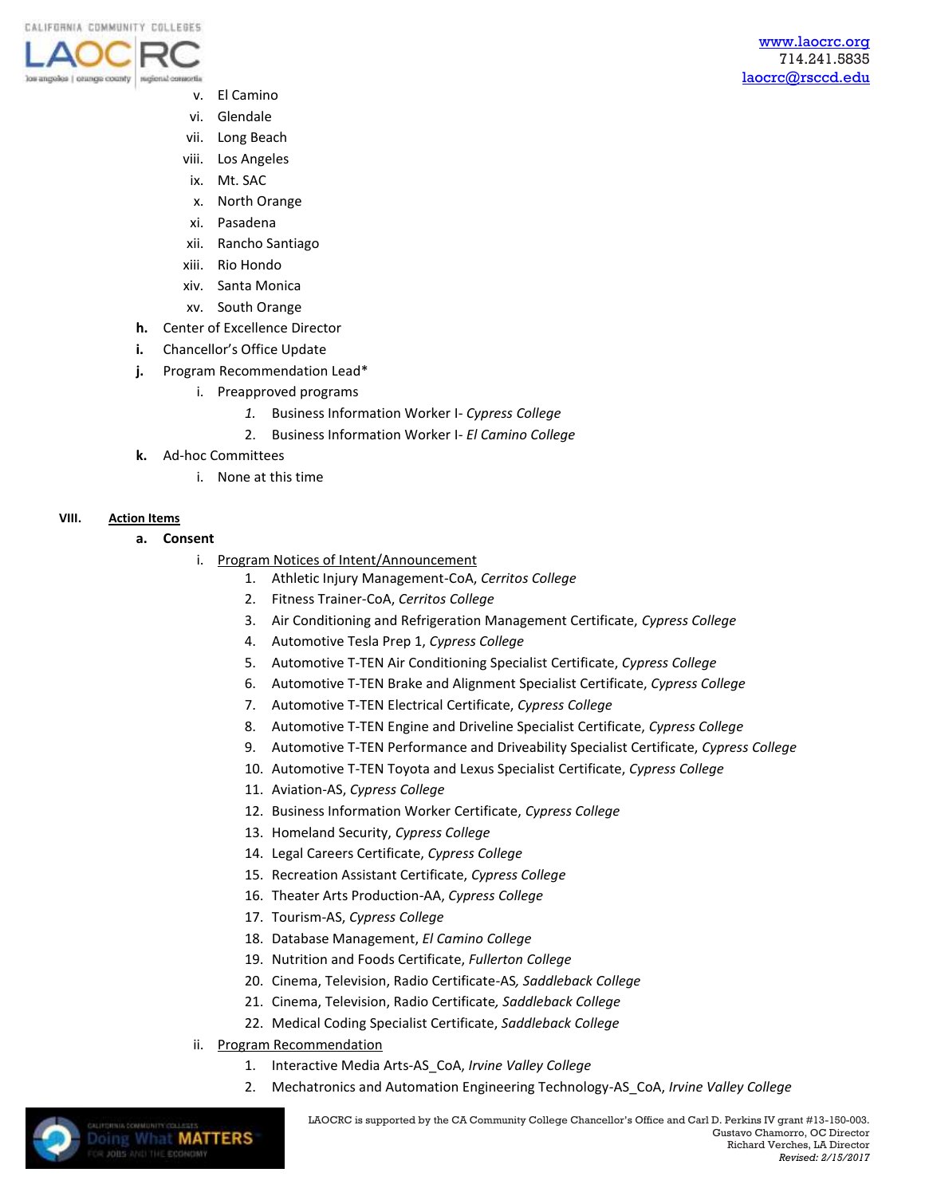v. El Camino
vi. Glendale
vii. Long Beach
viii. Los Angeles
ix. Mt. SAC
x. North Orange
xi. Pasadena
xii. Rancho Santiago
xiii. Rio Hondo
xiv. Santa Monica
xv. South Orange

**h.** Center of Excellence Director

**i.** Chancellor's Office Update

**j.** Program Recommendation Lead*

- i. Preapproved programs
  1. Business Information Worker I- *Cypress College*
  2. Business Information Worker I- *El Camino College*

**k.** Ad-hoc Committees

- i. None at this time

**VIII.** **Action Items**

**a. Consent**

- i. Program Notices of Intent/Announcement
  1. Athletic Injury Management-CoA, *Cerritos College*
  2. Fitness Trainer-CoA, *Cerritos College*
  3. Air Conditioning and Refrigeration Management Certificate, *Cypress College*
  4. Automotive Tesla Prep 1, *Cypress College*
  5. Automotive T-TEN Air Conditioning Specialist Certificate, *Cypress College*
  6. Automotive T-TEN Brake and Alignment Specialist Certificate, *Cypress College*
  7. Automotive T-TEN Electrical Certificate, *Cypress College*
  8. Automotive T-TEN Engine and Driveline Specialist Certificate, *Cypress College*
  9. Automotive T-TEN Performance and Driveability Specialist Certificate, *Cypress College*
  10. Automotive T-TEN Toyota and Lexus Specialist Certificate, *Cypress College*
  11. Aviation-AS, *Cypress College*
  12. Business Information Worker Certificate, *Cypress College*
  13. Homeland Security, *Cypress College*
  14. Legal Careers Certificate, *Cypress College*
  15. Recreation Assistant Certificate, *Cypress College*
  16. Theater Arts Production-AA, *Cypress College*
  17. Tourism-AS, *Cypress College*
  18. Database Management, *El Camino College*
  19. Nutrition and Foods Certificate, *Fullerton College*
  20. Cinema, Television, Radio Certificate-AS*, Saddleback College*
  21. Cinema, Television, Radio Certificate*, Saddleback College*
  22. Medical Coding Specialist Certificate, *Saddleback College*
- ii. Program Recommendation
  1. Interactive Media Arts-AS_CoA, *Irvine Valley College*
  2. Mechatronics and Automation Engineering Technology-AS_CoA, *Irvine Valley College*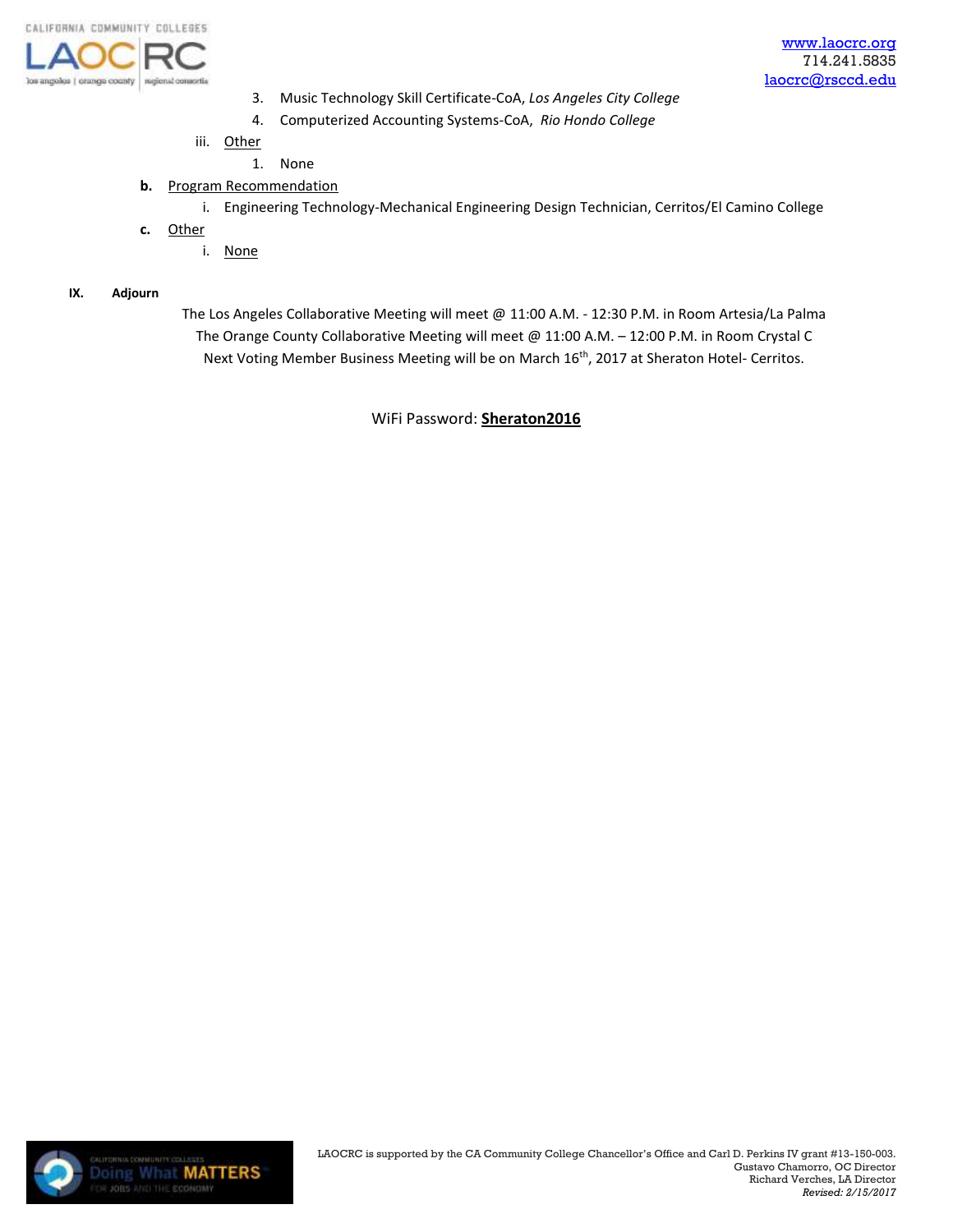3. Music Technology Skill Certificate-CoA, *Los Angeles City College*
4. Computerized Accounting Systems-CoA, *Rio Hondo College*

iii. Other

1. None

**b.** Program Recommendation

i. Engineering Technology-Mechanical Engineering Design Technician, Cerritos/El Camino College

**c.** Other

i. None

**IX. Adjourn**

The Los Angeles Collaborative Meeting will meet @ 11:00 A.M. - 12:30 P.M. in Room Artesia/La Palma
The Orange County Collaborative Meeting will meet @ 11:00 A.M. – 12:00 P.M. in Room Crystal C
Next Voting Member Business Meeting will be on March 16th, 2017 at Sheraton Hotel- Cerritos.

WiFi Password: **Sheraton2016**

LAOCRC is supported by the CA Community College Chancellor's Office and Carl D. Perkins IV grant #13-150-003.
Gustavo Chamorro, OC Director
Richard Verches, LA Director
*Revised: 2/15/2017*